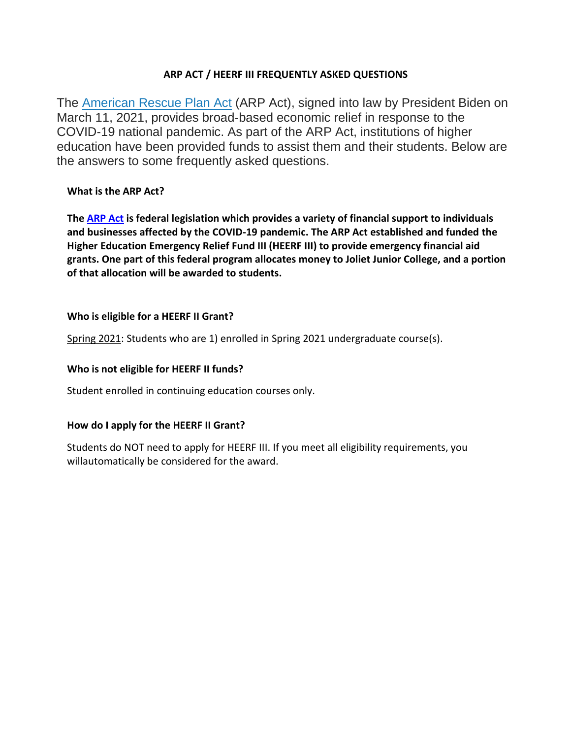# ARP ACT / HEERF III FREQUENTLY ASKED QUESTIONS

The American Rescue Plan Act (ARP Act), signed into law by President Biden on March 11, 2021, provides broad-based economic relief in response to the COVID-19 national pandemic. As part of the ARP Act, institutions of higher education have been provided funds to assist them and their students. Below are the answers to some frequently asked questions.

### What is the ARP Act?

**The ARP Act is federal legislation which provides a variety of financial support to individuals and businesses affected by the COVID-19 pandemic. The ARP Act established and funded the Higher Education Emergency Relief Fund III (HEERF III) to provide emergency financial aid grants. One part of this federal program allocates money to Joliet Junior College, and a portion of that allocation will be awarded to students.**

### Who is eligible for a HEERF II Grant?

Spring 2021: Students who are 1) enrolled in Spring 2021 undergraduate course(s).

### Who is not eligible for HEERF II funds?

Student enrolled in continuing education courses only.

### How do I apply for the HEERF II Grant?

Students do NOT need to apply for HEERF III. If you meet all eligibility requirements, you willautomatically be considered for the award.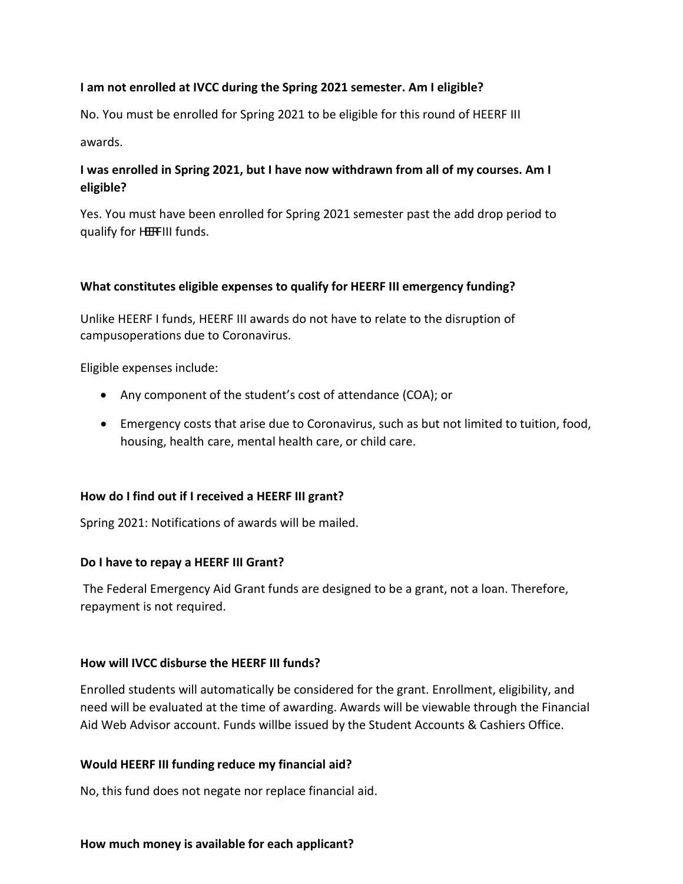**I am not enrolled at IVCC during the Spring 2021 semester. Am I eligible?**

No. You must be enrolled for Spring 2021 to be eligible for this round of HEERF III

awards.

**I was enrolled in Spring 2021, but I have now withdrawn from all of my courses. Am I eligible?**

Yes. You must have been enrolled for Spring 2021 semester past the add drop period to qualify for HEERF III funds.

**What constitutes eligible expenses to qualify for HEERF III emergency funding?**

Unlike HEERF I funds, HEERF III awards do not have to relate to the disruption of campusoperations due to Coronavirus.

Eligible expenses include:

- Any component of the student's cost of attendance (COA); or
- Emergency costs that arise due to Coronavirus, such as but not limited to tuition, food, housing, health care, mental health care, or child care.

**How do I find out if I received a HEERF III grant?**

Spring 2021: Notifications of awards will be mailed.

**Do I have to repay a HEERF III Grant?**

The Federal Emergency Aid Grant funds are designed to be a grant, not a loan. Therefore, repayment is not required.

**How will IVCC disburse the HEERF III funds?**

Enrolled students will automatically be considered for the grant. Enrollment, eligibility, and need will be evaluated at the time of awarding. Awards will be viewable through the Financial Aid Web Advisor account. Funds willbe issued by the Student Accounts & Cashiers Office.

**Would HEERF III funding reduce my financial aid?**

No, this fund does not negate nor replace financial aid.

**How much money is available for each applicant?**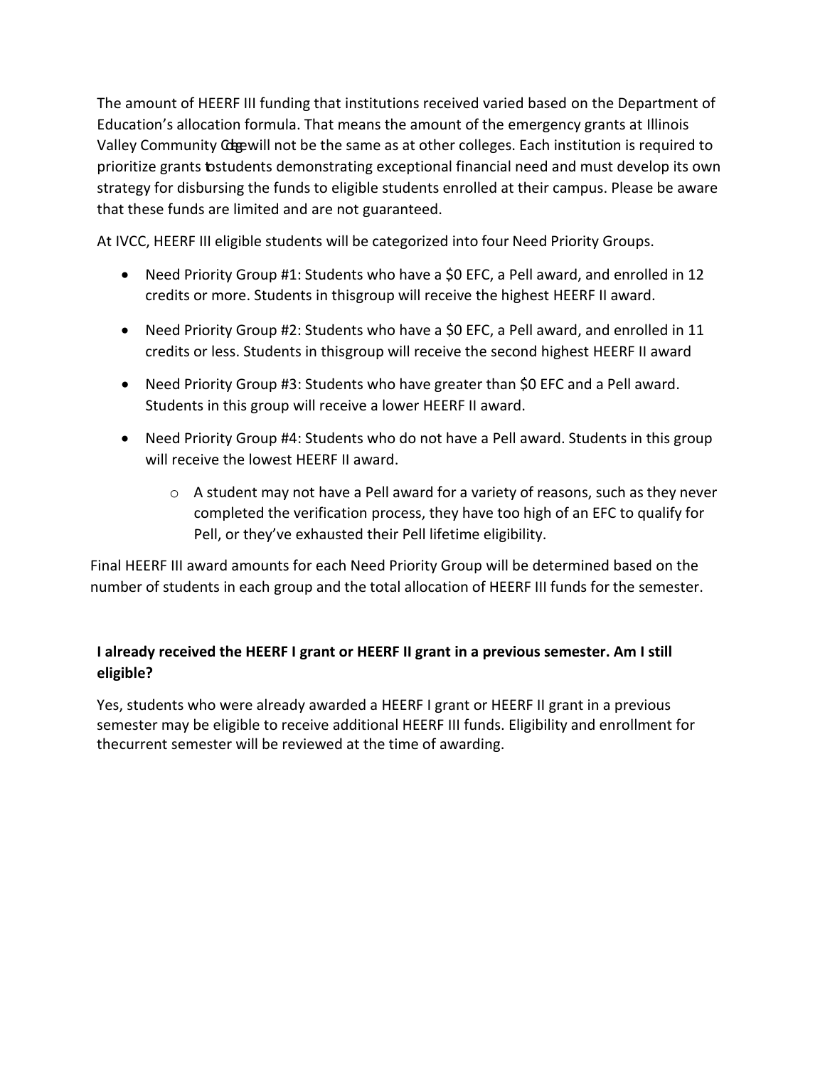The amount of HEERF III funding that institutions received varied based on the Department of Education's allocation formula. That means the amount of the emergency grants at Illinois Valley Community College will not be the same as at other colleges. Each institution is required to prioritize grants to students demonstrating exceptional financial need and must develop its own strategy for disbursing the funds to eligible students enrolled at their campus. Please be aware that these funds are limited and are not guaranteed.

At IVCC, HEERF III eligible students will be categorized into four Need Priority Groups.

- Need Priority Group #1: Students who have a $0 EFC, a Pell award, and enrolled in 12 credits or more. Students in thisgroup will receive the highest HEERF II award.
- Need Priority Group #2: Students who have a $0 EFC, a Pell award, and enrolled in 11 credits or less. Students in thisgroup will receive the second highest HEERF II award
- Need Priority Group #3: Students who have greater than $0 EFC and a Pell award. Students in this group will receive a lower HEERF II award.
- Need Priority Group #4: Students who do not have a Pell award. Students in this group will receive the lowest HEERF II award.
    - A student may not have a Pell award for a variety of reasons, such as they never completed the verification process, they have too high of an EFC to qualify for Pell, or they've exhausted their Pell lifetime eligibility.

Final HEERF III award amounts for each Need Priority Group will be determined based on the number of students in each group and the total allocation of HEERF III funds for the semester.

**I already received the HEERF I grant or HEERF II grant in a previous semester. Am I still eligible?**

Yes, students who were already awarded a HEERF I grant or HEERF II grant in a previous semester may be eligible to receive additional HEERF III funds. Eligibility and enrollment for thecurrent semester will be reviewed at the time of awarding.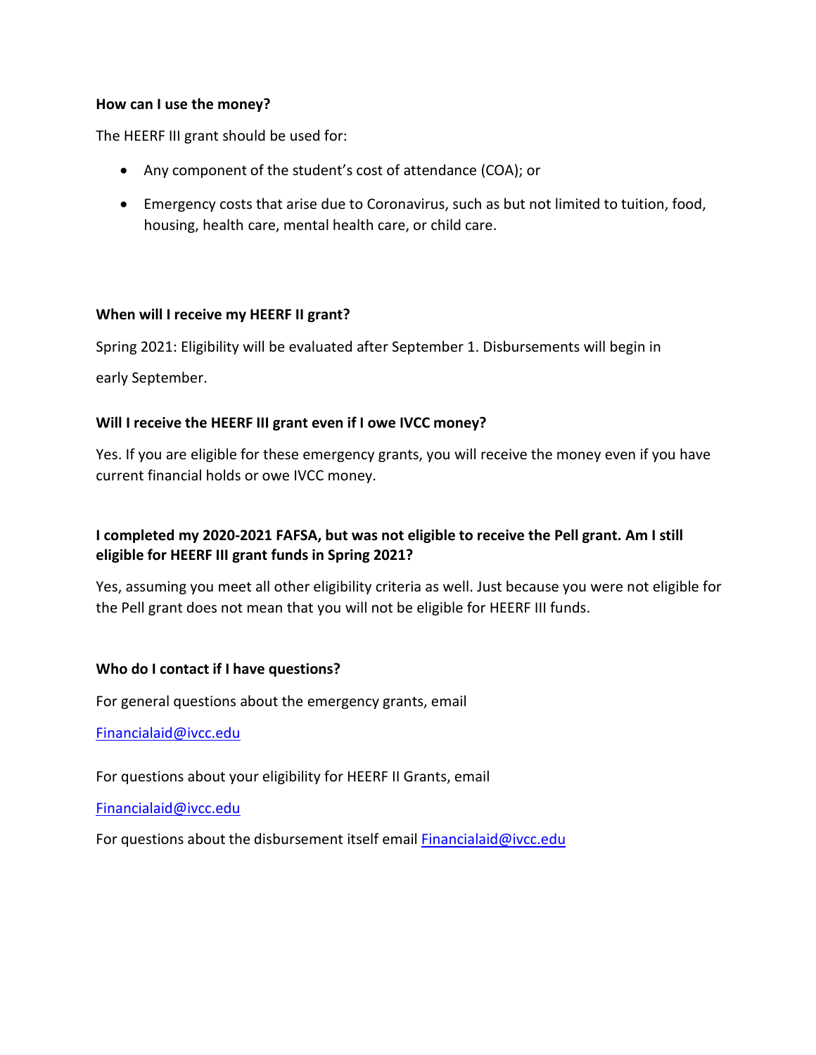**How can I use the money?**

The HEERF III grant should be used for:

- Any component of the student's cost of attendance (COA); or
- Emergency costs that arise due to Coronavirus, such as but not limited to tuition, food, housing, health care, mental health care, or child care.

**When will I receive my HEERF II grant?**

Spring 2021: Eligibility will be evaluated after September 1. Disbursements will begin in early September.

**Will I receive the HEERF III grant even if I owe IVCC money?**

Yes. If you are eligible for these emergency grants, you will receive the money even if you have current financial holds or owe IVCC money.

**I completed my 2020-2021 FAFSA, but was not eligible to receive the Pell grant. Am I still eligible for HEERF III grant funds in Spring 2021?**

Yes, assuming you meet all other eligibility criteria as well. Just because you were not eligible for the Pell grant does not mean that you will not be eligible for HEERF III funds.

**Who do I contact if I have questions?**

For general questions about the emergency grants, email

Financialaid@ivcc.edu

For questions about your eligibility for HEERF II Grants, email

Financialaid@ivcc.edu

For questions about the disbursement itself email Financialaid@ivcc.edu